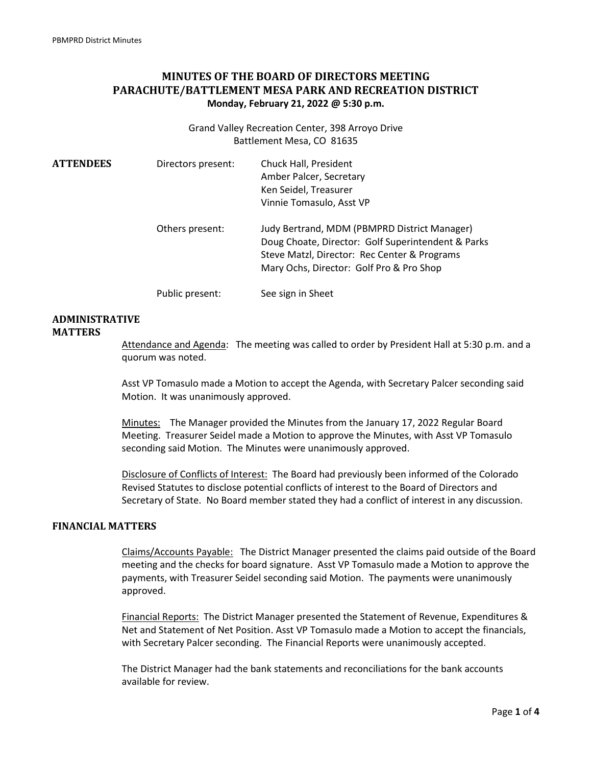# MINUTES OF THE BOARD OF DIRECTORS MEETING
# PARACHUTE/BATTLEMENT MESA PARK AND RECREATION DISTRICT
**Monday, February 21, 2022 @ 5:30 p.m.**

Grand Valley Recreation Center, 398 Arroyo Drive
Battlement Mesa, CO 81635

## ATTENDEES

| | | |
|---|---|---|
| **ATTENDEES** | Directors present: | Chuck Hall, President<br>Amber Palcer, Secretary<br>Ken Seidel, Treasurer<br>Vinnie Tomasulo, Asst VP |
| | Others present: | Judy Bertrand, MDM (PBMPRD District Manager)<br>Doug Choate, Director: Golf Superintendent & Parks<br>Steve Matzl, Director: Rec Center & Programs<br>Mary Ochs, Director: Golf Pro & Pro Shop |
| | Public present: | See sign in Sheet |

## ADMINISTRATIVE MATTERS

Attendance and Agenda: The meeting was called to order by President Hall at 5:30 p.m. and a quorum was noted.

Asst VP Tomasulo made a Motion to accept the Agenda, with Secretary Palcer seconding said Motion. It was unanimously approved.

Minutes: The Manager provided the Minutes from the January 17, 2022 Regular Board Meeting. Treasurer Seidel made a Motion to approve the Minutes, with Asst VP Tomasulo seconding said Motion. The Minutes were unanimously approved.

Disclosure of Conflicts of Interest: The Board had previously been informed of the Colorado Revised Statutes to disclose potential conflicts of interest to the Board of Directors and Secretary of State. No Board member stated they had a conflict of interest in any discussion.

## FINANCIAL MATTERS

Claims/Accounts Payable: The District Manager presented the claims paid outside of the Board meeting and the checks for board signature. Asst VP Tomasulo made a Motion to approve the payments, with Treasurer Seidel seconding said Motion. The payments were unanimously approved.

Financial Reports: The District Manager presented the Statement of Revenue, Expenditures & Net and Statement of Net Position. Asst VP Tomasulo made a Motion to accept the financials, with Secretary Palcer seconding. The Financial Reports were unanimously accepted.

The District Manager had the bank statements and reconciliations for the bank accounts available for review.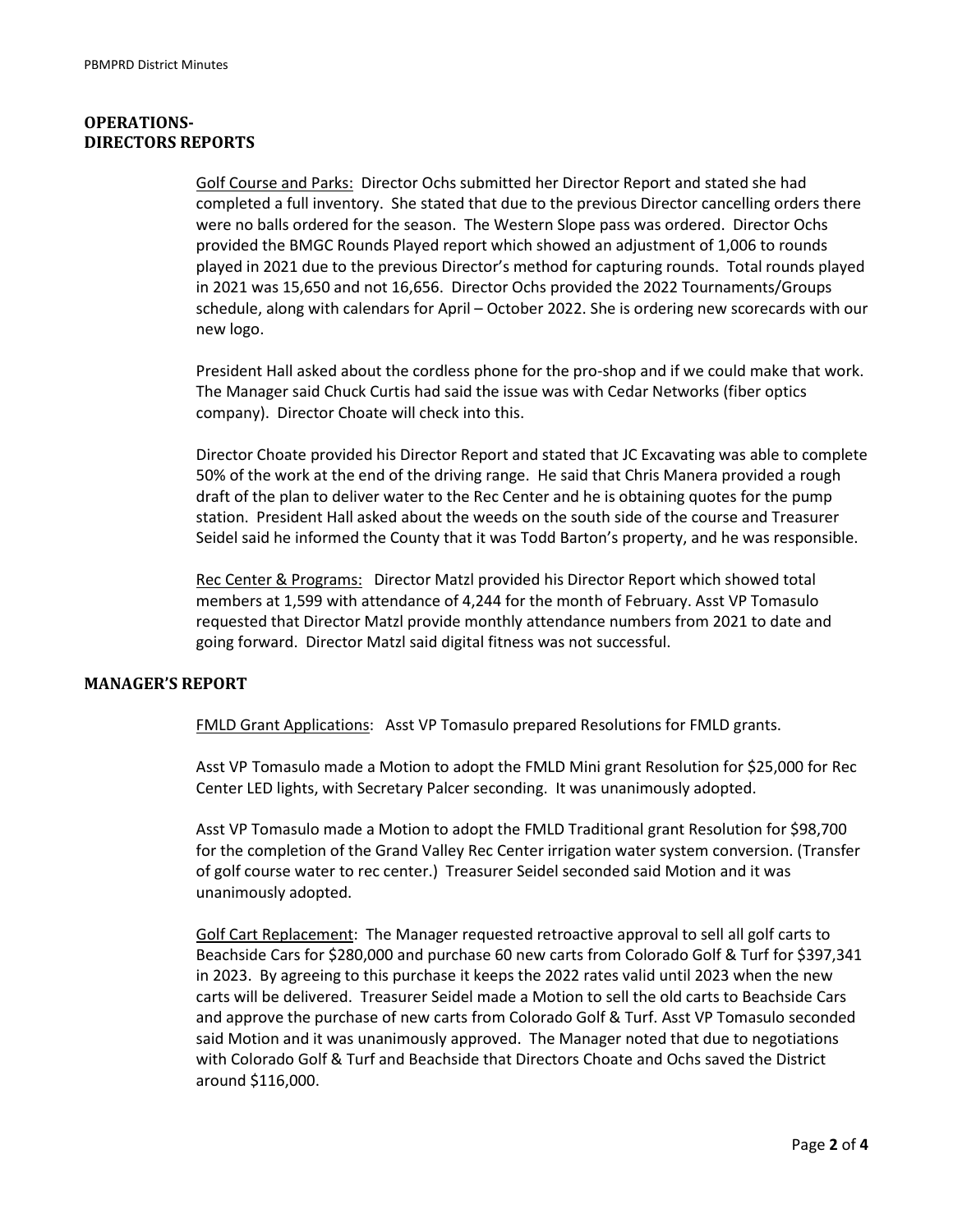## OPERATIONS-
## DIRECTORS REPORTS

Golf Course and Parks: Director Ochs submitted her Director Report and stated she had completed a full inventory. She stated that due to the previous Director cancelling orders there were no balls ordered for the season. The Western Slope pass was ordered. Director Ochs provided the BMGC Rounds Played report which showed an adjustment of 1,006 to rounds played in 2021 due to the previous Director's method for capturing rounds. Total rounds played in 2021 was 15,650 and not 16,656. Director Ochs provided the 2022 Tournaments/Groups schedule, along with calendars for April – October 2022. She is ordering new scorecards with our new logo.

President Hall asked about the cordless phone for the pro-shop and if we could make that work. The Manager said Chuck Curtis had said the issue was with Cedar Networks (fiber optics company). Director Choate will check into this.

Director Choate provided his Director Report and stated that JC Excavating was able to complete 50% of the work at the end of the driving range. He said that Chris Manera provided a rough draft of the plan to deliver water to the Rec Center and he is obtaining quotes for the pump station. President Hall asked about the weeds on the south side of the course and Treasurer Seidel said he informed the County that it was Todd Barton's property, and he was responsible.

Rec Center & Programs: Director Matzl provided his Director Report which showed total members at 1,599 with attendance of 4,244 for the month of February. Asst VP Tomasulo requested that Director Matzl provide monthly attendance numbers from 2021 to date and going forward. Director Matzl said digital fitness was not successful.

## MANAGER'S REPORT

FMLD Grant Applications: Asst VP Tomasulo prepared Resolutions for FMLD grants.

Asst VP Tomasulo made a Motion to adopt the FMLD Mini grant Resolution for $25,000 for Rec Center LED lights, with Secretary Palcer seconding. It was unanimously adopted.

Asst VP Tomasulo made a Motion to adopt the FMLD Traditional grant Resolution for $98,700 for the completion of the Grand Valley Rec Center irrigation water system conversion. (Transfer of golf course water to rec center.) Treasurer Seidel seconded said Motion and it was unanimously adopted.

Golf Cart Replacement: The Manager requested retroactive approval to sell all golf carts to Beachside Cars for $280,000 and purchase 60 new carts from Colorado Golf & Turf for $397,341 in 2023. By agreeing to this purchase it keeps the 2022 rates valid until 2023 when the new carts will be delivered. Treasurer Seidel made a Motion to sell the old carts to Beachside Cars and approve the purchase of new carts from Colorado Golf & Turf. Asst VP Tomasulo seconded said Motion and it was unanimously approved. The Manager noted that due to negotiations with Colorado Golf & Turf and Beachside that Directors Choate and Ochs saved the District around $116,000.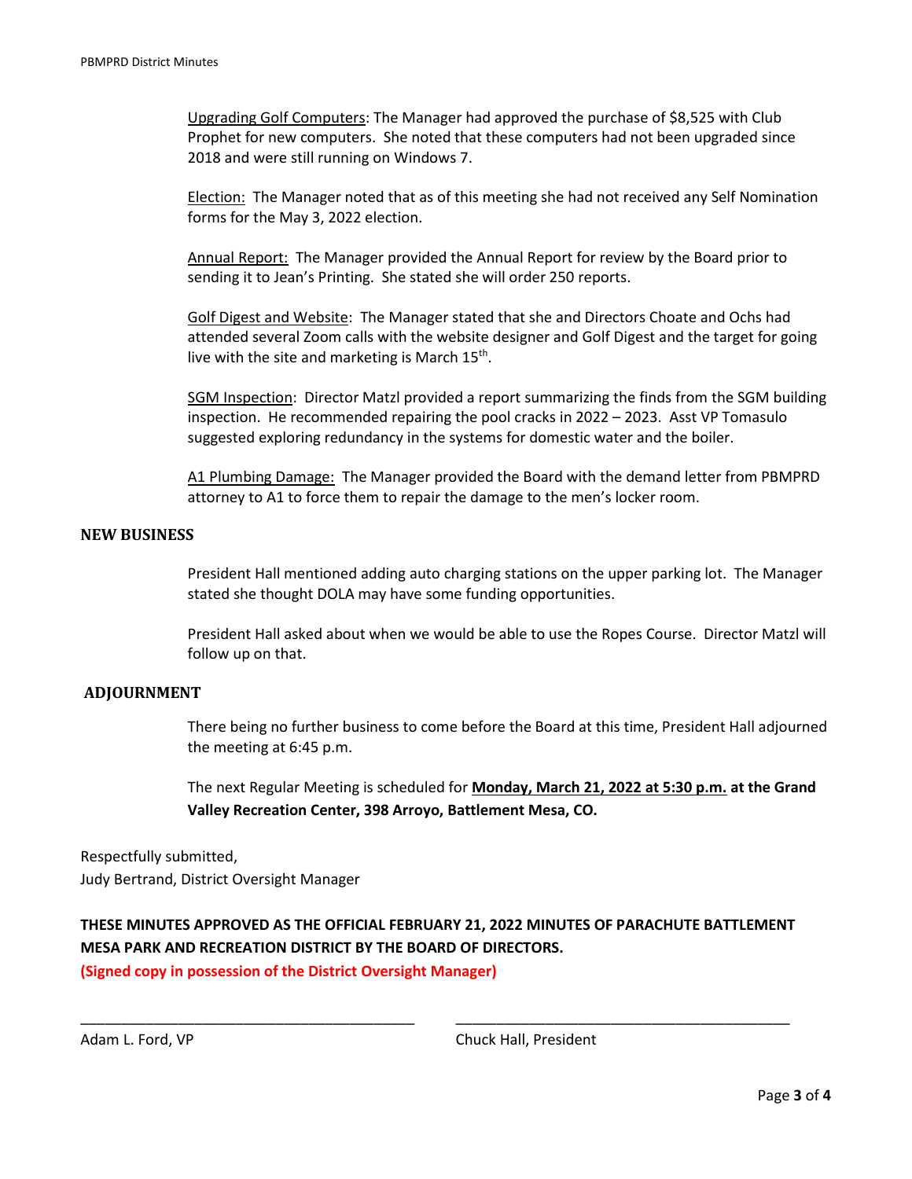Upgrading Golf Computers: The Manager had approved the purchase of $8,525 with Club Prophet for new computers. She noted that these computers had not been upgraded since 2018 and were still running on Windows 7.

Election: The Manager noted that as of this meeting she had not received any Self Nomination forms for the May 3, 2022 election.

Annual Report: The Manager provided the Annual Report for review by the Board prior to sending it to Jean's Printing. She stated she will order 250 reports.

Golf Digest and Website: The Manager stated that she and Directors Choate and Ochs had attended several Zoom calls with the website designer and Golf Digest and the target for going live with the site and marketing is March 15th.

SGM Inspection: Director Matzl provided a report summarizing the finds from the SGM building inspection. He recommended repairing the pool cracks in 2022 – 2023. Asst VP Tomasulo suggested exploring redundancy in the systems for domestic water and the boiler.

A1 Plumbing Damage: The Manager provided the Board with the demand letter from PBMPRD attorney to A1 to force them to repair the damage to the men's locker room.

## NEW BUSINESS

President Hall mentioned adding auto charging stations on the upper parking lot. The Manager stated she thought DOLA may have some funding opportunities.

President Hall asked about when we would be able to use the Ropes Course. Director Matzl will follow up on that.

## ADJOURNMENT

There being no further business to come before the Board at this time, President Hall adjourned the meeting at 6:45 p.m.

The next Regular Meeting is scheduled for **Monday, March 21, 2022 at 5:30 p.m. at the Grand Valley Recreation Center, 398 Arroyo, Battlement Mesa, CO.**

Respectfully submitted,
Judy Bertrand, District Oversight Manager

**THESE MINUTES APPROVED AS THE OFFICIAL FEBRUARY 21, 2022 MINUTES OF PARACHUTE BATTLEMENT MESA PARK AND RECREATION DISTRICT BY THE BOARD OF DIRECTORS.**

**(Signed copy in possession of the District Oversight Manager)**

\_\_\_\_\_\_\_\_\_\_\_\_\_\_\_\_\_\_\_\_\_\_\_\_\_\_\_\_\_\_\_\_\_\_\_\_\_\_\_\_ \_\_\_\_\_\_\_\_\_\_\_\_\_\_\_\_\_\_\_\_\_\_\_\_\_\_\_\_\_\_\_\_\_\_\_\_\_\_\_\_

Adam L. Ford, VP　　　　　　　　　　　　Chuck Hall, President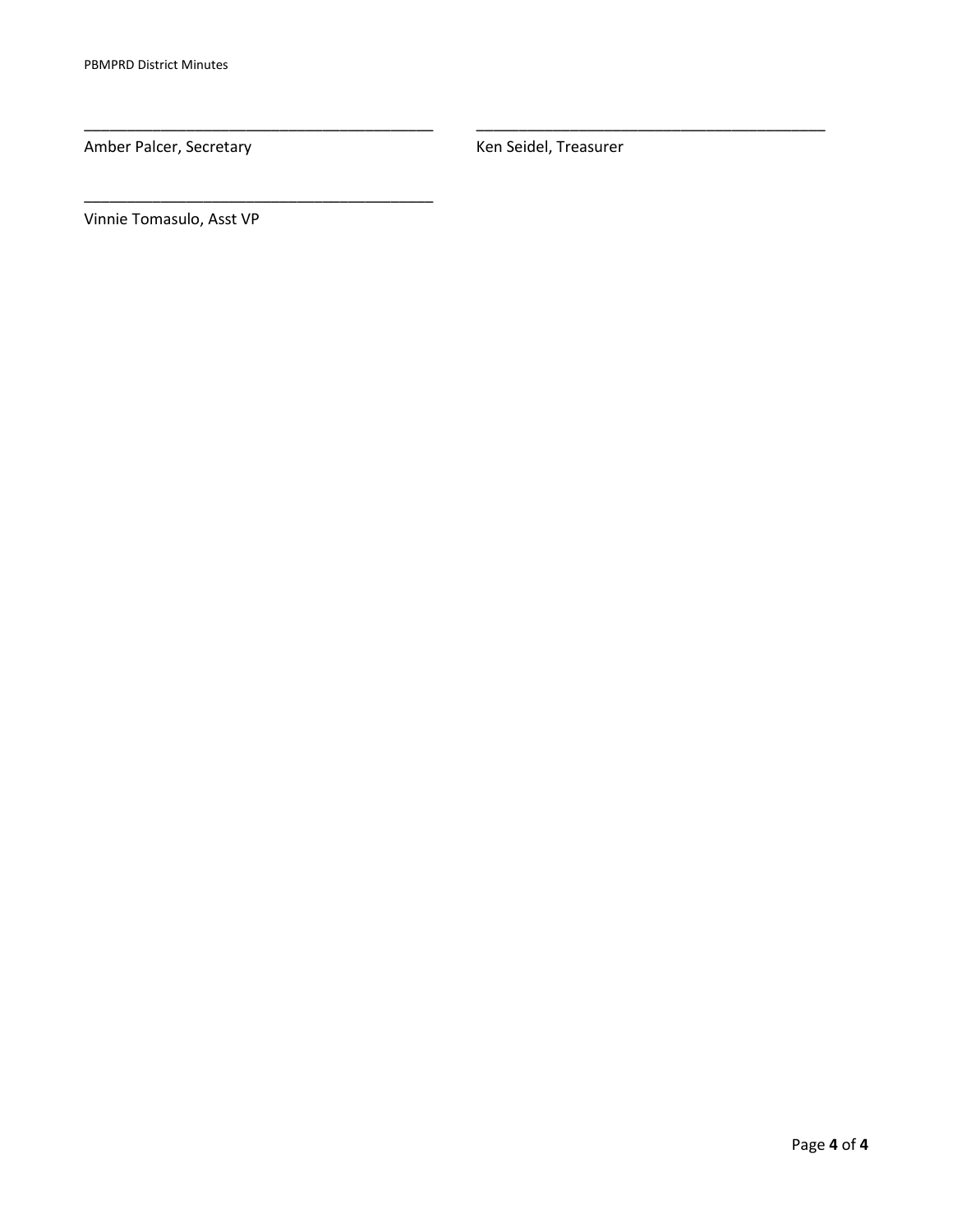\_\_\_\_\_\_\_\_\_\_\_\_\_\_\_\_\_\_\_\_\_\_\_\_\_\_\_\_\_\_\_\_\_\_\_\_\_\_\_\_  
Amber Palcer, Secretary

\_\_\_\_\_\_\_\_\_\_\_\_\_\_\_\_\_\_\_\_\_\_\_\_\_\_\_\_\_\_\_\_\_\_\_\_\_\_\_\_  
Ken Seidel, Treasurer

\_\_\_\_\_\_\_\_\_\_\_\_\_\_\_\_\_\_\_\_\_\_\_\_\_\_\_\_\_\_\_\_\_\_\_\_\_\_\_\_  
Vinnie Tomasulo, Asst VP